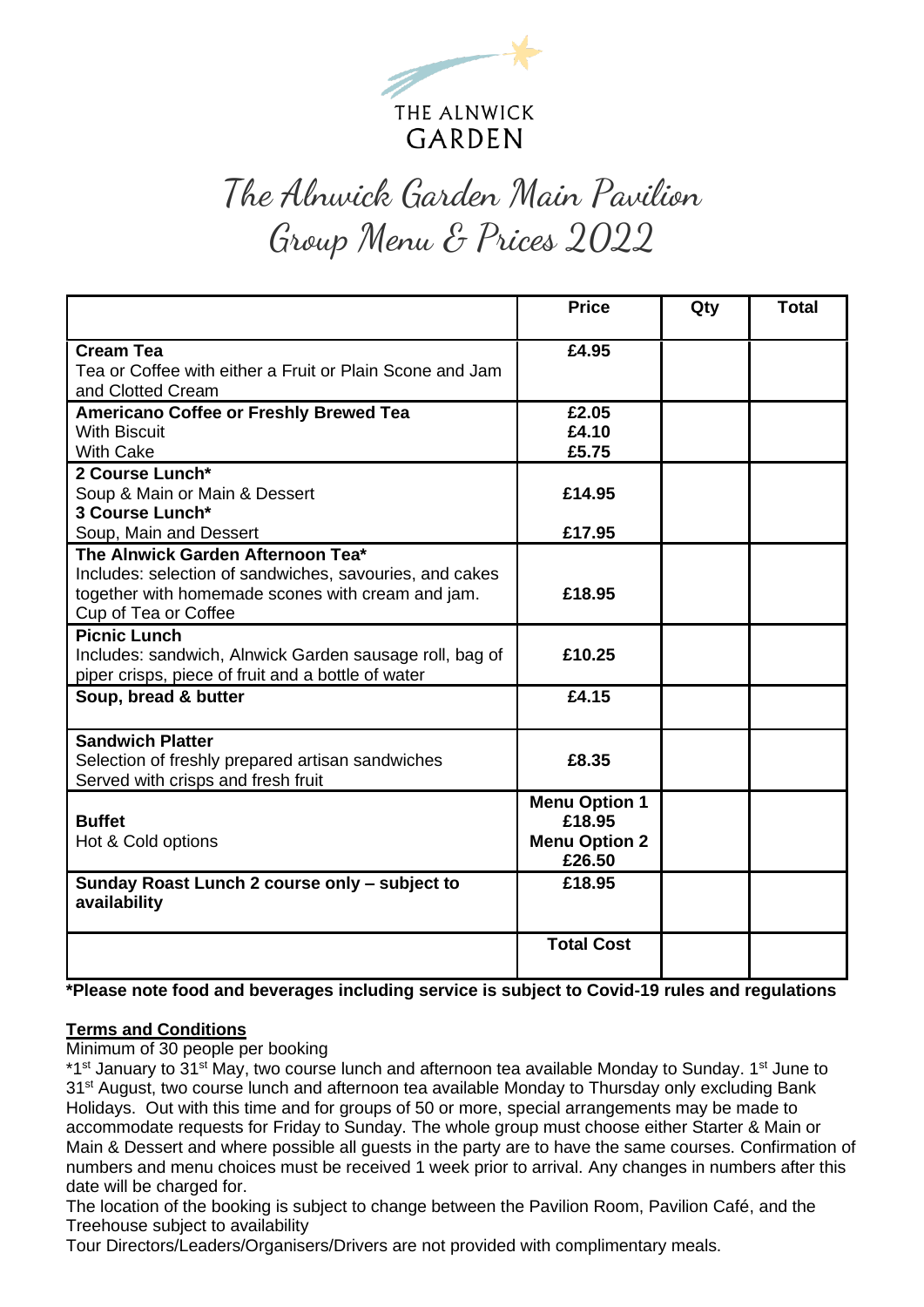THE ALNWICK GARDEN

# The Alnwick Garden Main Pavilion
## Group Menu & Prices 2022

| | Price | Qty | Total |
|---|---|---|---|
| **Cream Tea**<br>Tea or Coffee with either a Fruit or Plain Scone and Jam and Clotted Cream | **£4.95** | | |
| **Americano Coffee or Freshly Brewed Tea**<br>With Biscuit<br>With Cake | **£2.05**<br>**£4.10**<br>**£5.75** | | |
| **2 Course Lunch***<br>Soup & Main or Main & Dessert<br>**3 Course Lunch***<br>Soup, Main and Dessert | **£14.95**<br><br>**£17.95** | | |
| **The Alnwick Garden Afternoon Tea***<br>Includes: selection of sandwiches, savouries, and cakes together with homemade scones with cream and jam. Cup of Tea or Coffee | **£18.95** | | |
| **Picnic Lunch**<br>Includes: sandwich, Alnwick Garden sausage roll, bag of piper crisps, piece of fruit and a bottle of water | **£10.25** | | |
| **Soup, bread & butter** | **£4.15** | | |
| **Sandwich Platter**<br>Selection of freshly prepared artisan sandwiches Served with crisps and fresh fruit | **£8.35** | | |
| **Buffet**<br>Hot & Cold options | **Menu Option 1**<br>**£18.95**<br>**Menu Option 2**<br>**£26.50** | | |
| **Sunday Roast Lunch 2 course only – subject to availability** | **£18.95** | | |
| | **Total Cost** | | |

***Please note food and beverages including service is subject to Covid-19 rules and regulations**

**Terms and Conditions**

Minimum of 30 people per booking

*1st January to 31st May, two course lunch and afternoon tea available Monday to Sunday. 1st June to 31st August, two course lunch and afternoon tea available Monday to Thursday only excluding Bank Holidays. Out with this time and for groups of 50 or more, special arrangements may be made to accommodate requests for Friday to Sunday. The whole group must choose either Starter & Main or Main & Dessert and where possible all guests in the party are to have the same courses. Confirmation of numbers and menu choices must be received 1 week prior to arrival. Any changes in numbers after this date will be charged for.

The location of the booking is subject to change between the Pavilion Room, Pavilion Café, and the Treehouse subject to availability

Tour Directors/Leaders/Organisers/Drivers are not provided with complimentary meals.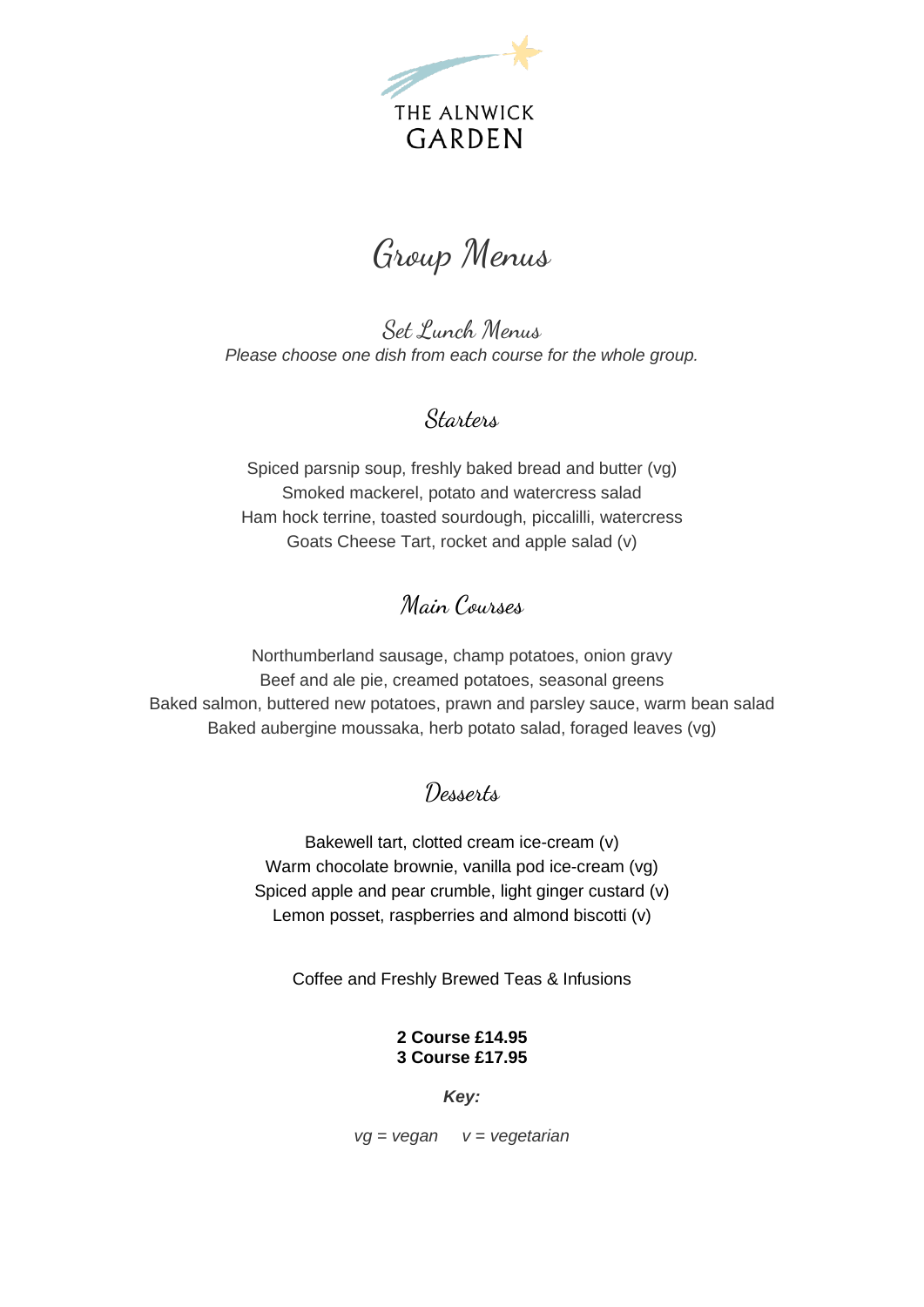THE ALNWICK GARDEN

# Group Menus

## Set Lunch Menus

*Please choose one dish from each course for the whole group.*

### Starters

Spiced parsnip soup, freshly baked bread and butter (vg)
Smoked mackerel, potato and watercress salad
Ham hock terrine, toasted sourdough, piccalilli, watercress
Goats Cheese Tart, rocket and apple salad (v)

### Main Courses

Northumberland sausage, champ potatoes, onion gravy
Beef and ale pie, creamed potatoes, seasonal greens
Baked salmon, buttered new potatoes, prawn and parsley sauce, warm bean salad
Baked aubergine moussaka, herb potato salad, foraged leaves (vg)

### Desserts

Bakewell tart, clotted cream ice-cream (v)
Warm chocolate brownie, vanilla pod ice-cream (vg)
Spiced apple and pear crumble, light ginger custard (v)
Lemon posset, raspberries and almond biscotti (v)

Coffee and Freshly Brewed Teas & Infusions

**2 Course £14.95**
**3 Course £17.95**

***Key:***

*vg = vegan     v = vegetarian*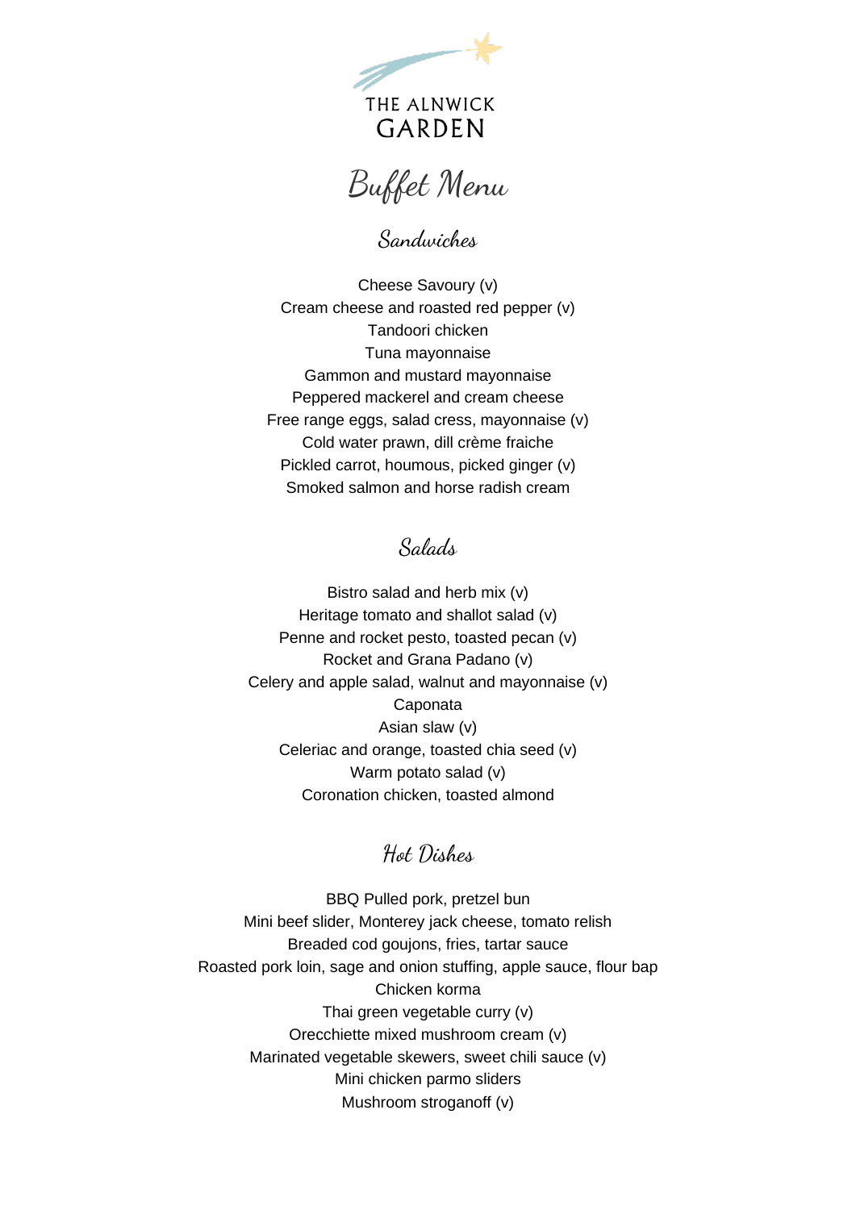THE ALNWICK
GARDEN

# Buffet Menu

## Sandwiches

Cheese Savoury (v)
Cream cheese and roasted red pepper (v)
Tandoori chicken
Tuna mayonnaise
Gammon and mustard mayonnaise
Peppered mackerel and cream cheese
Free range eggs, salad cress, mayonnaise (v)
Cold water prawn, dill crème fraiche
Pickled carrot, houmous, picked ginger (v)
Smoked salmon and horse radish cream

## Salads

Bistro salad and herb mix (v)
Heritage tomato and shallot salad (v)
Penne and rocket pesto, toasted pecan (v)
Rocket and Grana Padano (v)
Celery and apple salad, walnut and mayonnaise (v)
Caponata
Asian slaw (v)
Celeriac and orange, toasted chia seed (v)
Warm potato salad (v)
Coronation chicken, toasted almond

## Hot Dishes

BBQ Pulled pork, pretzel bun
Mini beef slider, Monterey jack cheese, tomato relish
Breaded cod goujons, fries, tartar sauce
Roasted pork loin, sage and onion stuffing, apple sauce, flour bap
Chicken korma
Thai green vegetable curry (v)
Orecchiette mixed mushroom cream (v)
Marinated vegetable skewers, sweet chili sauce (v)
Mini chicken parmo sliders
Mushroom stroganoff (v)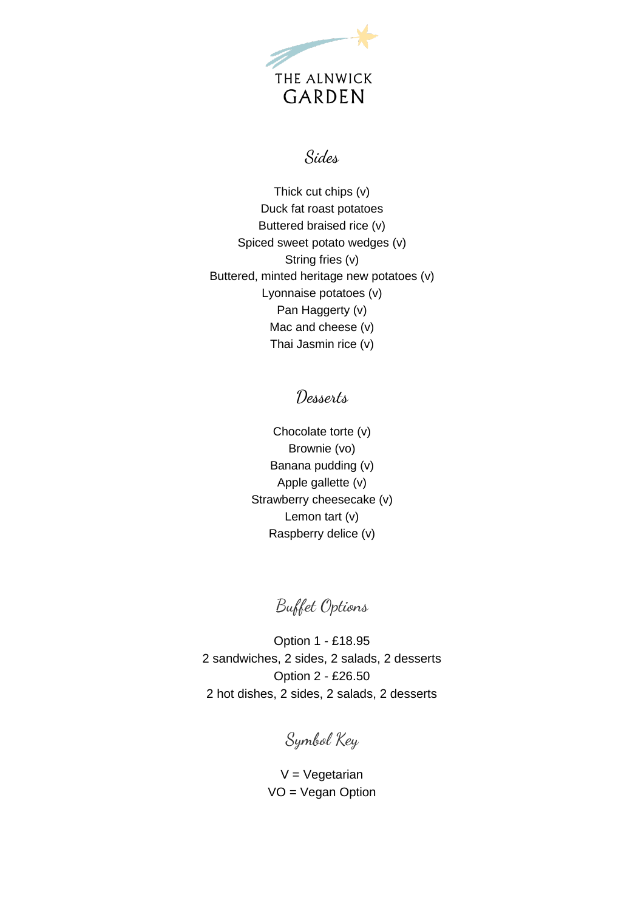THE ALNWICK
GARDEN

## Sides

Thick cut chips (v)
Duck fat roast potatoes
Buttered braised rice (v)
Spiced sweet potato wedges (v)
String fries (v)
Buttered, minted heritage new potatoes (v)
Lyonnaise potatoes (v)
Pan Haggerty (v)
Mac and cheese (v)
Thai Jasmin rice (v)

## Desserts

Chocolate torte (v)
Brownie (vo)
Banana pudding (v)
Apple gallette (v)
Strawberry cheesecake (v)
Lemon tart (v)
Raspberry delice (v)

## Buffet Options

Option 1 - £18.95
2 sandwiches, 2 sides, 2 salads, 2 desserts
Option 2 - £26.50
2 hot dishes, 2 sides, 2 salads, 2 desserts

## Symbol Key

V = Vegetarian
VO = Vegan Option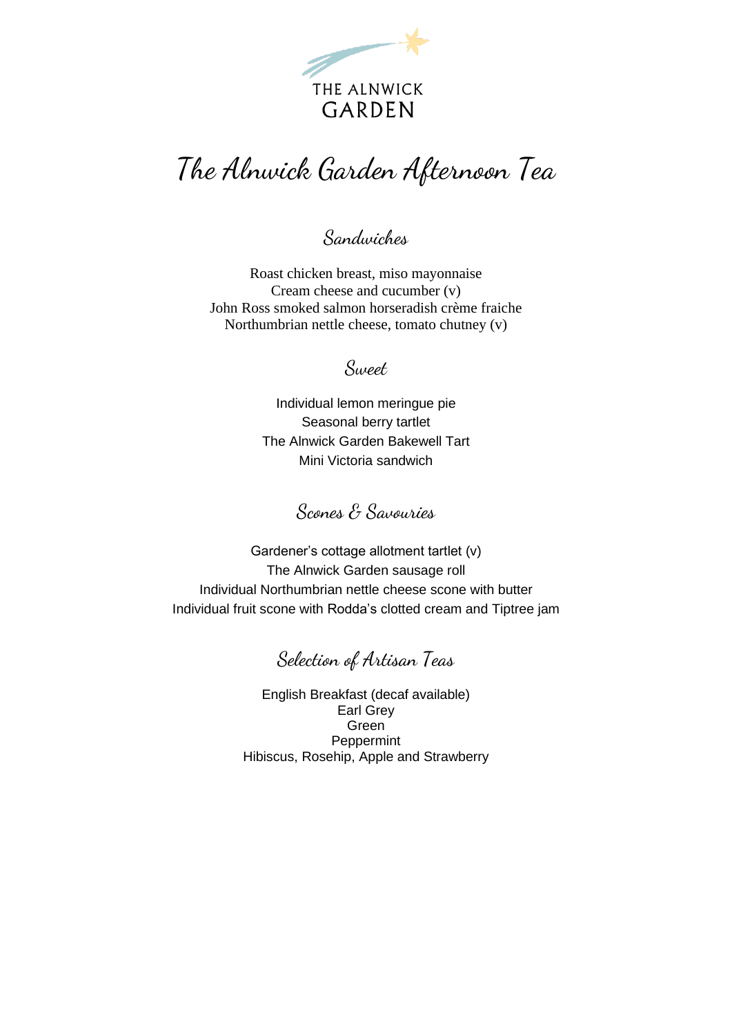THE ALNWICK GARDEN

# The Alnwick Garden Afternoon Tea

## Sandwiches

Roast chicken breast, miso mayonnaise
Cream cheese and cucumber (v)
John Ross smoked salmon horseradish crème fraiche
Northumbrian nettle cheese, tomato chutney (v)

## Sweet

Individual lemon meringue pie
Seasonal berry tartlet
The Alnwick Garden Bakewell Tart
Mini Victoria sandwich

## Scones & Savouries

Gardener's cottage allotment tartlet (v)
The Alnwick Garden sausage roll
Individual Northumbrian nettle cheese scone with butter
Individual fruit scone with Rodda's clotted cream and Tiptree jam

## Selection of Artisan Teas

English Breakfast (decaf available)
Earl Grey
Green
Peppermint
Hibiscus, Rosehip, Apple and Strawberry